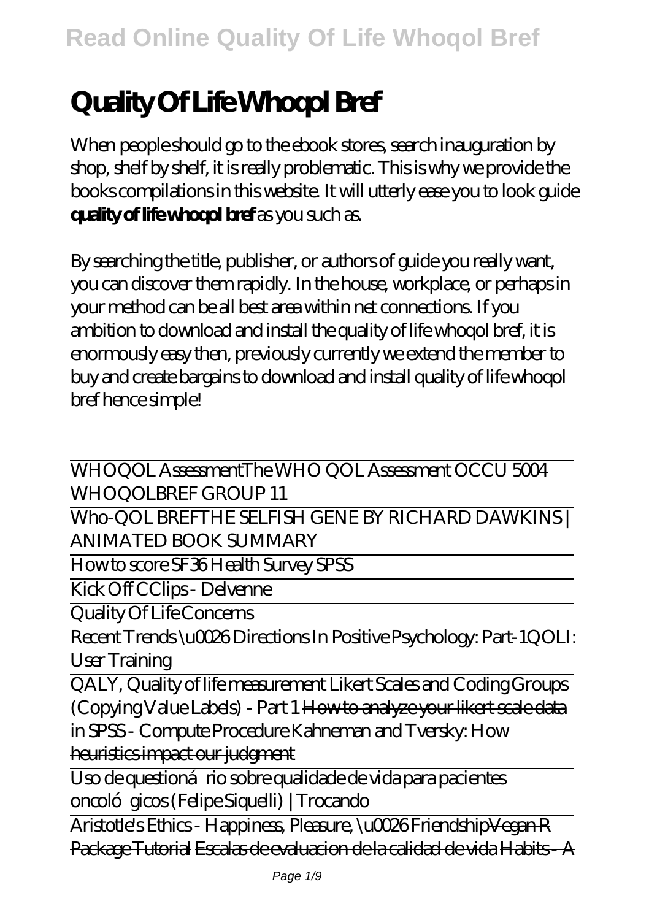# Quality Of Life Whoqol Bref

When people should go to the ebook stores, search inauguration by shop, shelf by shelf, it is really problematic. This is why we provide the books compilations in this website. It will utterly ease you to look guide **quality of life whoqol bref** as you such as.

By searching the title, publisher, or authors of guide you really want, you can discover them rapidly. In the house, workplace, or perhaps in your method can be all best area within net connections. If you ambition to download and install the quality of life whoqol bref, it is enormously easy then, previously currently we extend the member to buy and create bargains to download and install quality of life whoqol bref hence simple!

---

WHOQOL Assessment~~The WHO QOL Assessment~~ *OCCU 5004 WHOQOLBREF GROUP 11*

---

Who-QOL BREF*THE SELFISH GENE BY RICHARD DAWKINS | ANIMATED BOOK SUMMARY*

---

How to score SF36 Health Survey SPSS

---

Kick Off CClips - Delvenne

---

Quality Of Life Concerns

---

Recent Trends \u0026 Directions In Positive Psychology: Part-1*QOLI: User Training*

---

QALY, Quality of life measurement *Likert Scales and Coding Groups (Copying Value Labels) - Part 1* ~~How to analyze your likert scale data in SPSS - Compute Procedure~~ ~~Kahneman and Tversky: How heuristics impact our judgment~~

---

Uso de questionário sobre qualidade de vida para pacientes oncológicos (Felipe Siquelli) | Trocando

---

Aristotle's Ethics - Happiness, Pleasure, \u0026 Friendship~~Vegan R Package Tutorial~~ ~~Escalas de evaluacion de la calidad de vida~~ ~~Habits - A~~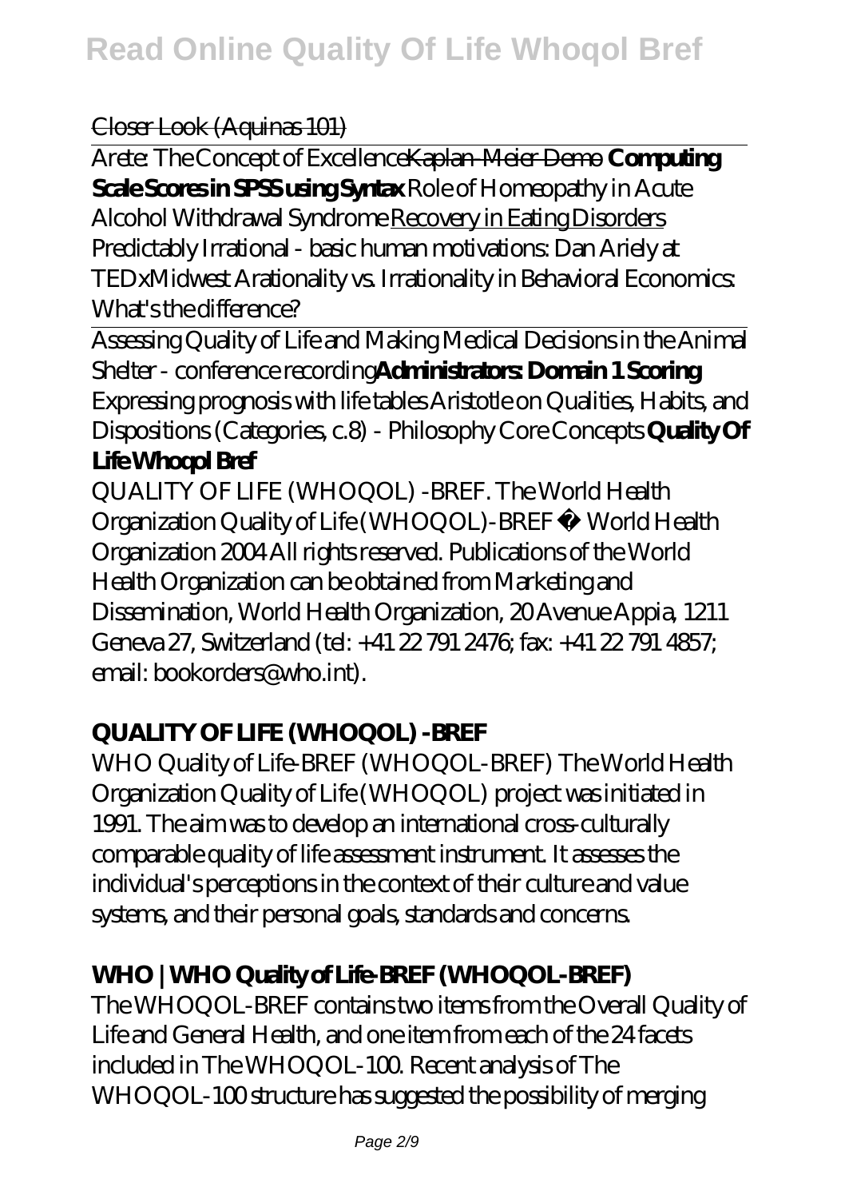Closer Look (Aquinas 101)

Arete: The Concept of ExcellenceKaplan-Meier Demo **Computing Scale Scores in SPSS using Syntax** *Role of Homeopathy in Acute Alcohol Withdrawal Syndrome* Recovery in Eating Disorders *Predictably Irrational - basic human motivations: Dan Ariely at TEDxMidwest Arationality vs. Irrationality in Behavioral Economics: What's the difference?*

Assessing Quality of Life and Making Medical Decisions in the Animal Shelter - conference recording**Administrators: Domain 1 Scoring** *Expressing prognosis with life tables Aristotle on Qualities, Habits, and Dispositions (Categories, c.8) - Philosophy Core Concepts* **Quality Of Life Whoqol Bref**

QUALITY OF LIFE (WHOQOL) -BREF. The World Health Organization Quality of Life (WHOQOL)-BREF © World Health Organization 2004 All rights reserved. Publications of the World Health Organization can be obtained from Marketing and Dissemination, World Health Organization, 20 Avenue Appia, 1211 Geneva 27, Switzerland (tel: +41 22 791 2476; fax: +41 22 791 4857; email: bookorders@who.int).

## QUALITY OF LIFE (WHOQOL) -BREF

WHO Quality of Life-BREF (WHOQOL-BREF) The World Health Organization Quality of Life (WHOQOL) project was initiated in 1991. The aim was to develop an international cross-culturally comparable quality of life assessment instrument. It assesses the individual's perceptions in the context of their culture and value systems, and their personal goals, standards and concerns.

## WHO | WHO Quality of Life-BREF (WHOQOL-BREF)

The WHOQOL-BREF contains two items from the Overall Quality of Life and General Health, and one item from each of the 24 facets included in The WHOQOL-100. Recent analysis of The WHOQOL-100 structure has suggested the possibility of merging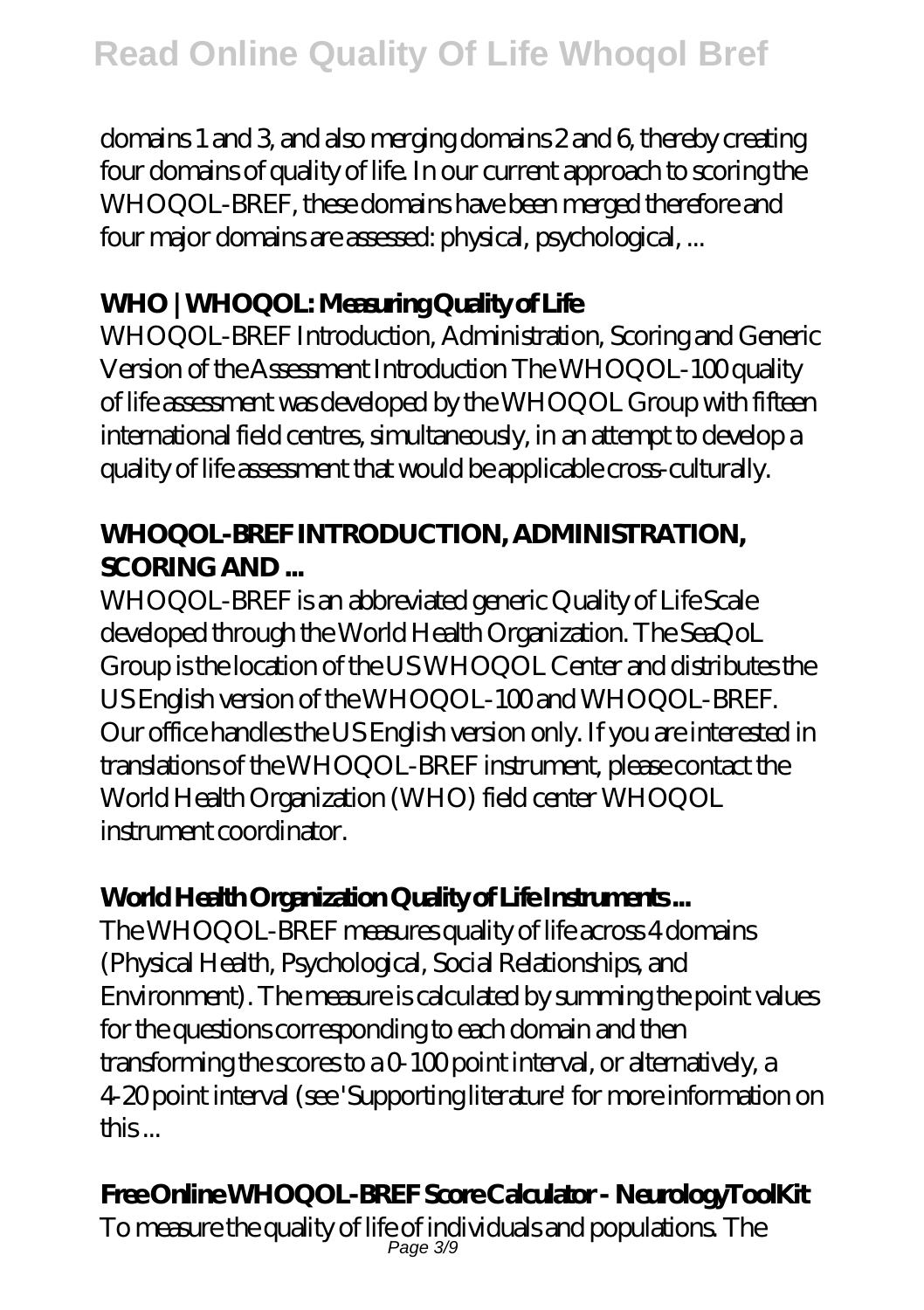domains 1 and 3, and also merging domains 2 and 6, thereby creating four domains of quality of life. In our current approach to scoring the WHOQOL-BREF, these domains have been merged therefore and four major domains are assessed: physical, psychological, ...

### WHO | WHOQOL: Measuring Quality of Life

WHOQOL-BREF Introduction, Administration, Scoring and Generic Version of the Assessment Introduction The WHOQOL-100 quality of life assessment was developed by the WHOQOL Group with fifteen international field centres, simultaneously, in an attempt to develop a quality of life assessment that would be applicable cross-culturally.

### WHOQOL-BREF INTRODUCTION, ADMINISTRATION, SCORING AND ...

WHOQOL-BREF is an abbreviated generic Quality of Life Scale developed through the World Health Organization. The SeaQoL Group is the location of the US WHOQOL Center and distributes the US English version of the WHOQOL-100 and WHOQOL-BREF. Our office handles the US English version only. If you are interested in translations of the WHOQOL-BREF instrument, please contact the World Health Organization (WHO) field center WHOQOL instrument coordinator.

### World Health Organization Quality of Life Instruments ...

The WHOQOL-BREF measures quality of life across 4 domains (Physical Health, Psychological, Social Relationships, and Environment). The measure is calculated by summing the point values for the questions corresponding to each domain and then transforming the scores to a 0-100 point interval, or alternatively, a 4-20 point interval (see 'Supporting literature' for more information on this ...

### Free Online WHOQOL-BREF Score Calculator - NeurologyToolKit

To measure the quality of life of individuals and populations. The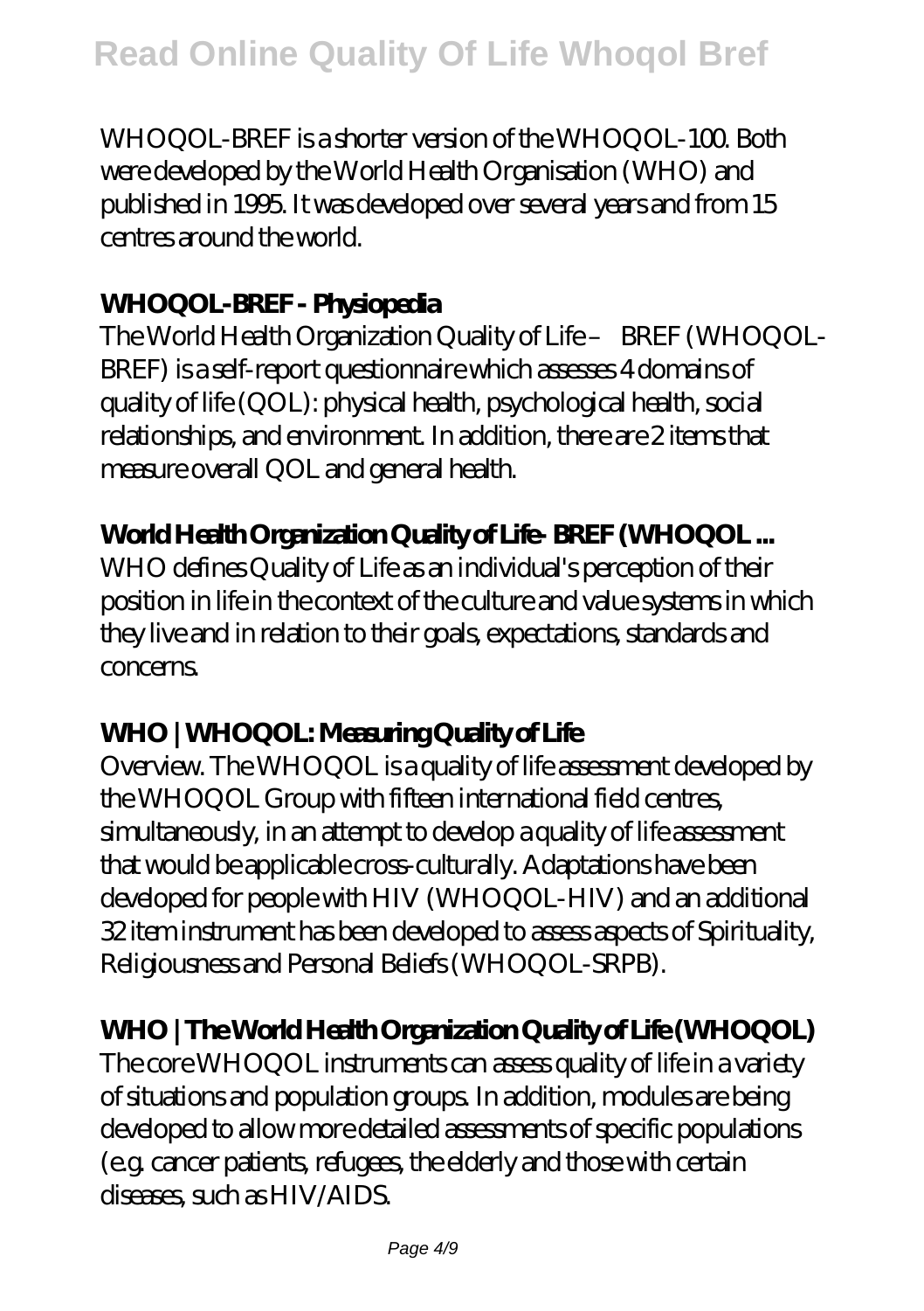WHOQOL-BREF is a shorter version of the WHOQOL-100. Both were developed by the World Health Organisation (WHO) and published in 1995. It was developed over several years and from 15 centres around the world.

### WHOQOL-BREF - Physiopedia

The World Health Organization Quality of Life – BREF (WHOQOL-BREF) is a self-report questionnaire which assesses 4 domains of quality of life (QOL): physical health, psychological health, social relationships, and environment. In addition, there are 2 items that measure overall QOL and general health.

### World Health Organization Quality of Life- BREF (WHOQOL ...

WHO defines Quality of Life as an individual's perception of their position in life in the context of the culture and value systems in which they live and in relation to their goals, expectations, standards and concerns.

### WHO | WHOQOL: Measuring Quality of Life

Overview. The WHOQOL is a quality of life assessment developed by the WHOQOL Group with fifteen international field centres, simultaneously, in an attempt to develop a quality of life assessment that would be applicable cross-culturally. Adaptations have been developed for people with HIV (WHOQOL-HIV) and an additional 32 item instrument has been developed to assess aspects of Spirituality, Religiousness and Personal Beliefs (WHOQOL-SRPB).

### WHO | The World Health Organization Quality of Life (WHOQOL)

The core WHOQOL instruments can assess quality of life in a variety of situations and population groups. In addition, modules are being developed to allow more detailed assessments of specific populations (e.g. cancer patients, refugees, the elderly and those with certain diseases, such as HIV/AIDS.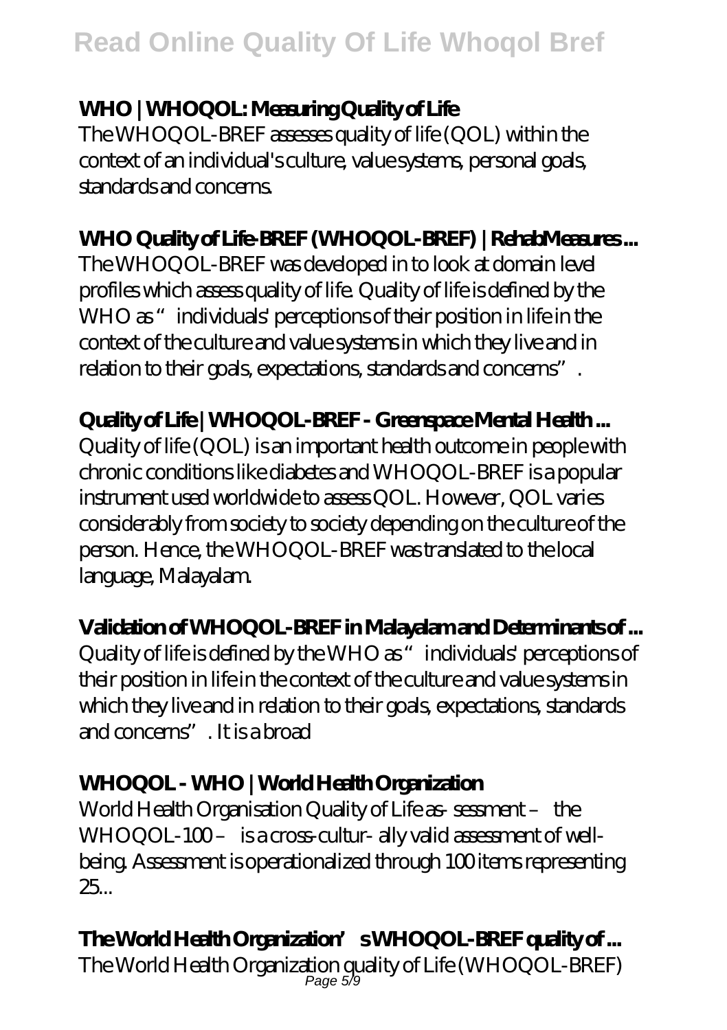### WHO | WHOQOL: Measuring Quality of Life

The WHOQOL-BREF assesses quality of life (QOL) within the context of an individual's culture, value systems, personal goals, standards and concerns.

### WHO Quality of Life-BREF (WHOQOL-BREF) | RehabMeasures ...

The WHOQOL-BREF was developed in to look at domain level profiles which assess quality of life. Quality of life is defined by the WHO as "individuals' perceptions of their position in life in the context of the culture and value systems in which they live and in relation to their goals, expectations, standards and concerns".

### Quality of Life | WHOQOL-BREF - Greenspace Mental Health ...

Quality of life (QOL) is an important health outcome in people with chronic conditions like diabetes and WHOQOL-BREF is a popular instrument used worldwide to assess QOL. However, QOL varies considerably from society to society depending on the culture of the person. Hence, the WHOQOL-BREF was translated to the local language, Malayalam.

### Validation of WHOQOL-BREF in Malayalam and Determinants of ...

Quality of life is defined by the WHO as "individuals' perceptions of their position in life in the context of the culture and value systems in which they live and in relation to their goals, expectations, standards and concerns". It is a broad

### WHOQOL - WHO | World Health Organization

World Health Organisation Quality of Life as- sessment – the WHOQOL-100 – is a cross-cultur- ally valid assessment of well-being. Assessment is operationalized through 100 items representing 25...

### The World Health Organization's WHOQOL-BREF quality of ...

The World Health Organization quality of Life (WHOQOL-BREF)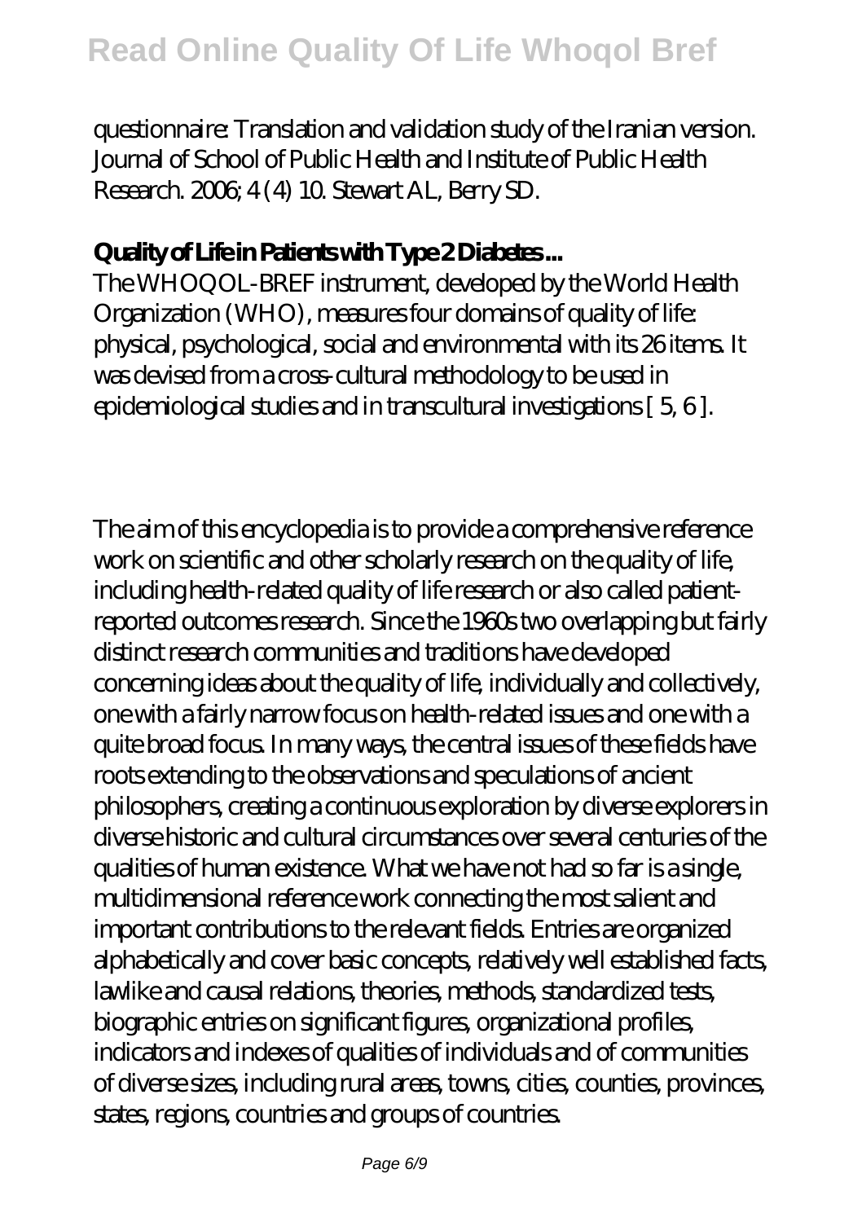questionnaire: Translation and validation study of the Iranian version. Journal of School of Public Health and Institute of Public Health Research. 2006; 4 (4) 10. Stewart AL, Berry SD.

## Quality of Life in Patients with Type 2 Diabetes ...

The WHOQOL-BREF instrument, developed by the World Health Organization (WHO), measures four domains of quality of life: physical, psychological, social and environmental with its 26 items. It was devised from a cross-cultural methodology to be used in epidemiological studies and in transcultural investigations [ 5, 6 ].

The aim of this encyclopedia is to provide a comprehensive reference work on scientific and other scholarly research on the quality of life, including health-related quality of life research or also called patient-reported outcomes research. Since the 1960s two overlapping but fairly distinct research communities and traditions have developed concerning ideas about the quality of life, individually and collectively, one with a fairly narrow focus on health-related issues and one with a quite broad focus. In many ways, the central issues of these fields have roots extending to the observations and speculations of ancient philosophers, creating a continuous exploration by diverse explorers in diverse historic and cultural circumstances over several centuries of the qualities of human existence. What we have not had so far is a single, multidimensional reference work connecting the most salient and important contributions to the relevant fields. Entries are organized alphabetically and cover basic concepts, relatively well established facts, lawlike and causal relations, theories, methods, standardized tests, biographic entries on significant figures, organizational profiles, indicators and indexes of qualities of individuals and of communities of diverse sizes, including rural areas, towns, cities, counties, provinces, states, regions, countries and groups of countries.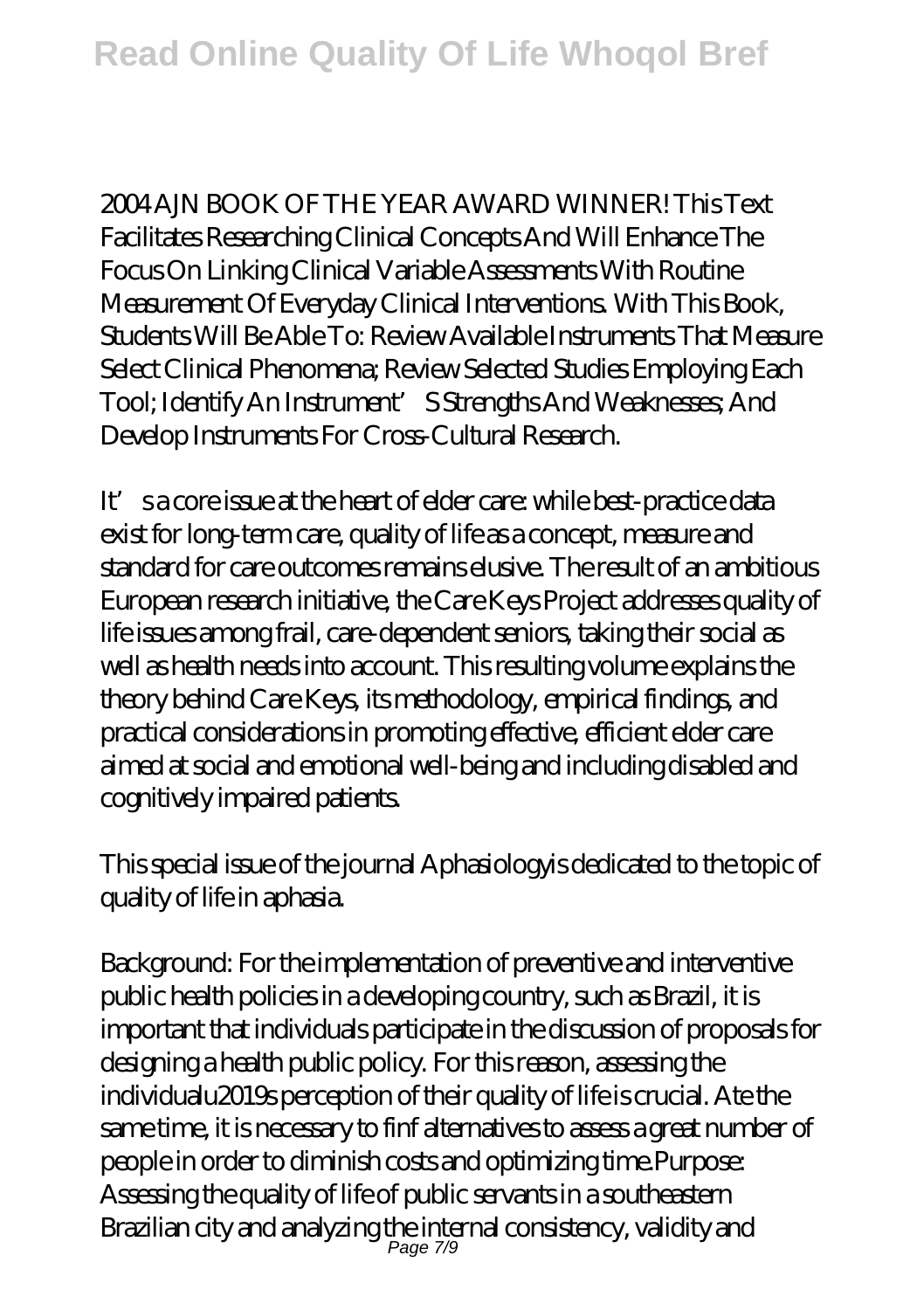2004 AJN BOOK OF THE YEAR AWARD WINNER! This Text Facilitates Researching Clinical Concepts And Will Enhance The Focus On Linking Clinical Variable Assessments With Routine Measurement Of Everyday Clinical Interventions. With This Book, Students Will Be Able To: Review Available Instruments That Measure Select Clinical Phenomena; Review Selected Studies Employing Each Tool; Identify An Instrument' S Strengths And Weaknesses; And Develop Instruments For Cross-Cultural Research.

It' s a core issue at the heart of elder care: while best-practice data exist for long-term care, quality of life as a concept, measure and standard for care outcomes remains elusive. The result of an ambitious European research initiative, the Care Keys Project addresses quality of life issues among frail, care-dependent seniors, taking their social as well as health needs into account. This resulting volume explains the theory behind Care Keys, its methodology, empirical findings, and practical considerations in promoting effective, efficient elder care aimed at social and emotional well-being and including disabled and cognitively impaired patients.

This special issue of the journal Aphasiologyis dedicated to the topic of quality of life in aphasia.

Background: For the implementation of preventive and interventive public health policies in a developing country, such as Brazil, it is important that individuals participate in the discussion of proposals for designing a health public policy. For this reason, assessing the individualu2019s perception of their quality of life is crucial. Ate the same time, it is necessary to finf alternatives to assess a great number of people in order to diminish costs and optimizing time.Purpose: Assessing the quality of life of public servants in a southeastern Brazilian city and analyzing the internal consistency, validity and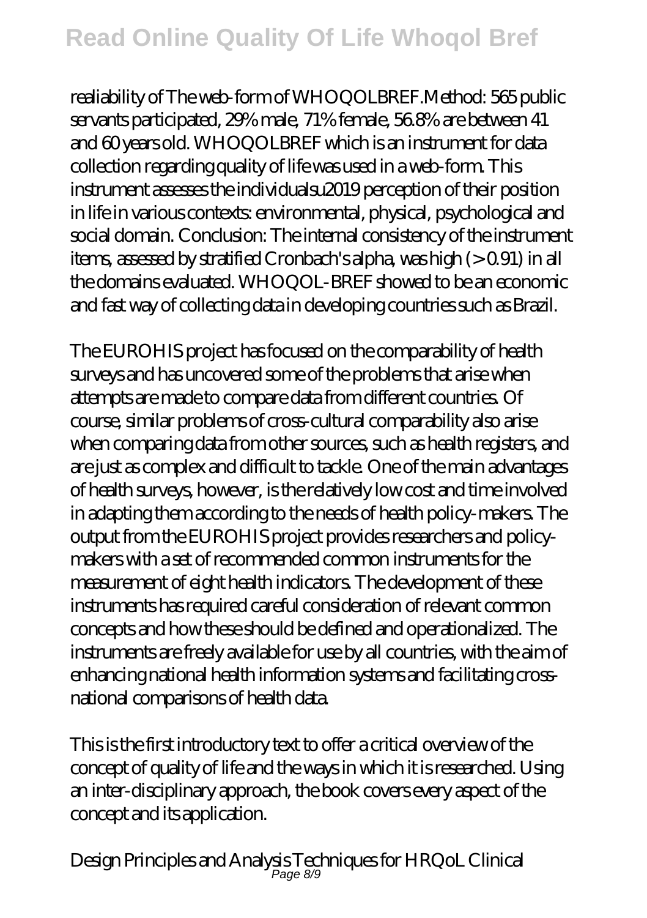realiability of The web-form of WHOQOLBREF.Method: 565 public servants participated, 29% male, 71% female, 56.8% are between 41 and 60 years old. WHOQOLBREF which is an instrument for data collection regarding quality of life was used in a web-form. This instrument assesses the individualsu2019 perception of their position in life in various contexts: environmental, physical, psychological and social domain. Conclusion: The internal consistency of the instrument items, assessed by stratified Cronbach's alpha, was high (> 0.91) in all the domains evaluated. WHOQOL-BREF showed to be an economic and fast way of collecting data in developing countries such as Brazil.

The EUROHIS project has focused on the comparability of health surveys and has uncovered some of the problems that arise when attempts are made to compare data from different countries. Of course, similar problems of cross-cultural comparability also arise when comparing data from other sources, such as health registers, and are just as complex and difficult to tackle. One of the main advantages of health surveys, however, is the relatively low cost and time involved in adapting them according to the needs of health policy-makers. The output from the EUROHIS project provides researchers and policy-makers with a set of recommended common instruments for the measurement of eight health indicators. The development of these instruments has required careful consideration of relevant common concepts and how these should be defined and operationalized. The instruments are freely available for use by all countries, with the aim of enhancing national health information systems and facilitating cross-national comparisons of health data.

This is the first introductory text to offer a critical overview of the concept of quality of life and the ways in which it is researched. Using an inter-disciplinary approach, the book covers every aspect of the concept and its application.

Design Principles and Analysis Techniques for HRQoL Clinical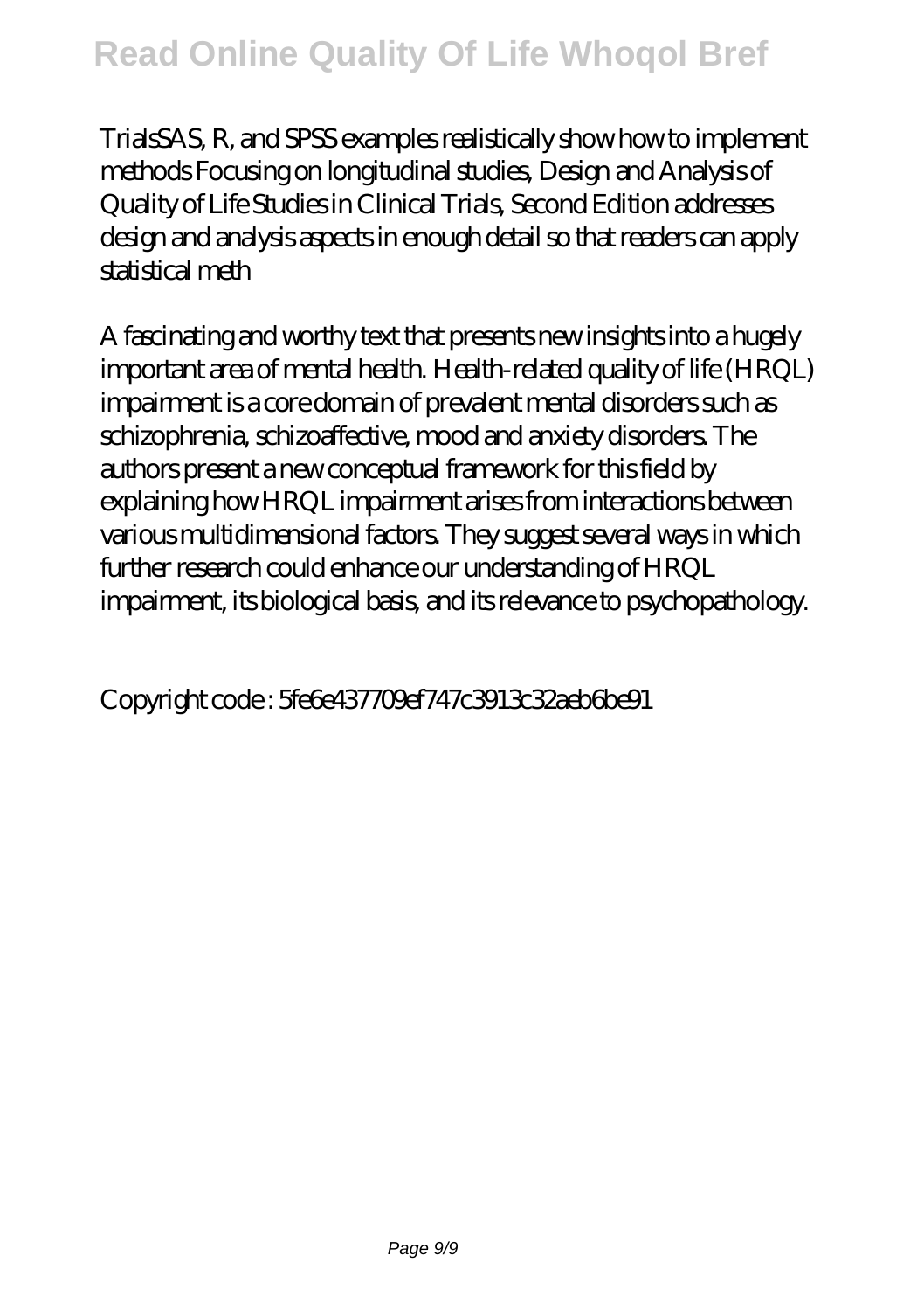TrialsSAS, R, and SPSS examples realistically show how to implement methods Focusing on longitudinal studies, Design and Analysis of Quality of Life Studies in Clinical Trials, Second Edition addresses design and analysis aspects in enough detail so that readers can apply statistical meth

A fascinating and worthy text that presents new insights into a hugely important area of mental health. Health-related quality of life (HRQL) impairment is a core domain of prevalent mental disorders such as schizophrenia, schizoaffective, mood and anxiety disorders. The authors present a new conceptual framework for this field by explaining how HRQL impairment arises from interactions between various multidimensional factors. They suggest several ways in which further research could enhance our understanding of HRQL impairment, its biological basis, and its relevance to psychopathology.

Copyright code : 5fe6e437709ef747c3913c32aeb6be91